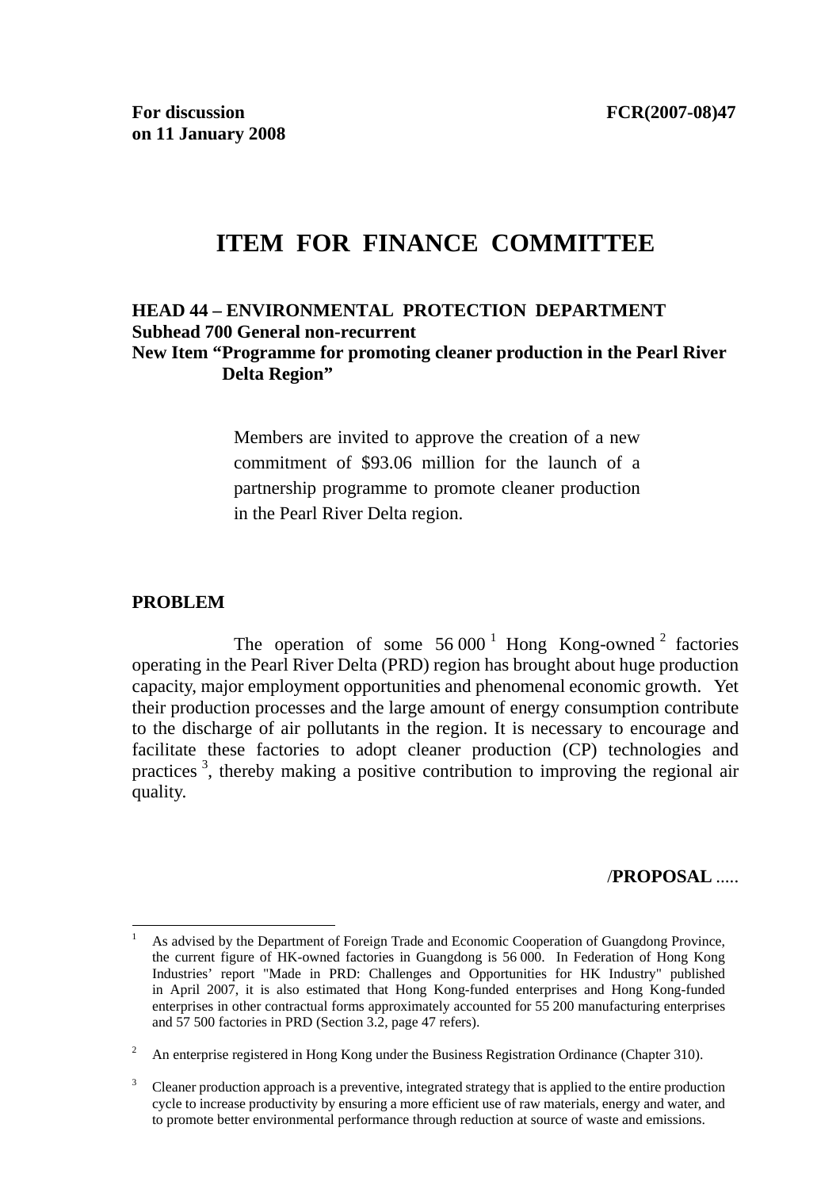For discussion on 11 January 2008

FCR(2007-08)47

# ITEM FOR FINANCE COMMITTEE

**HEAD 44 – ENVIRONMENTAL PROTECTION DEPARTMENT**
**Subhead 700 General non-recurrent**
**New Item "Programme for promoting cleaner production in the Pearl River Delta Region"**

> Members are invited to approve the creation of a new commitment of $93.06 million for the launch of a partnership programme to promote cleaner production in the Pearl River Delta region.

## PROBLEM

The operation of some 56 000 [1] Hong Kong-owned [2] factories operating in the Pearl River Delta (PRD) region has brought about huge production capacity, major employment opportunities and phenomenal economic growth. Yet their production processes and the large amount of energy consumption contribute to the discharge of air pollutants in the region. It is necessary to encourage and facilitate these factories to adopt cleaner production (CP) technologies and practices [3], thereby making a positive contribution to improving the regional air quality.

/**PROPOSAL** .....

---

1 As advised by the Department of Foreign Trade and Economic Cooperation of Guangdong Province, the current figure of HK-owned factories in Guangdong is 56 000. In Federation of Hong Kong Industries' report "Made in PRD: Challenges and Opportunities for HK Industry" published in April 2007, it is also estimated that Hong Kong-funded enterprises and Hong Kong-funded enterprises in other contractual forms approximately accounted for 55 200 manufacturing enterprises and 57 500 factories in PRD (Section 3.2, page 47 refers).

2 An enterprise registered in Hong Kong under the Business Registration Ordinance (Chapter 310).

3 Cleaner production approach is a preventive, integrated strategy that is applied to the entire production cycle to increase productivity by ensuring a more efficient use of raw materials, energy and water, and to promote better environmental performance through reduction at source of waste and emissions.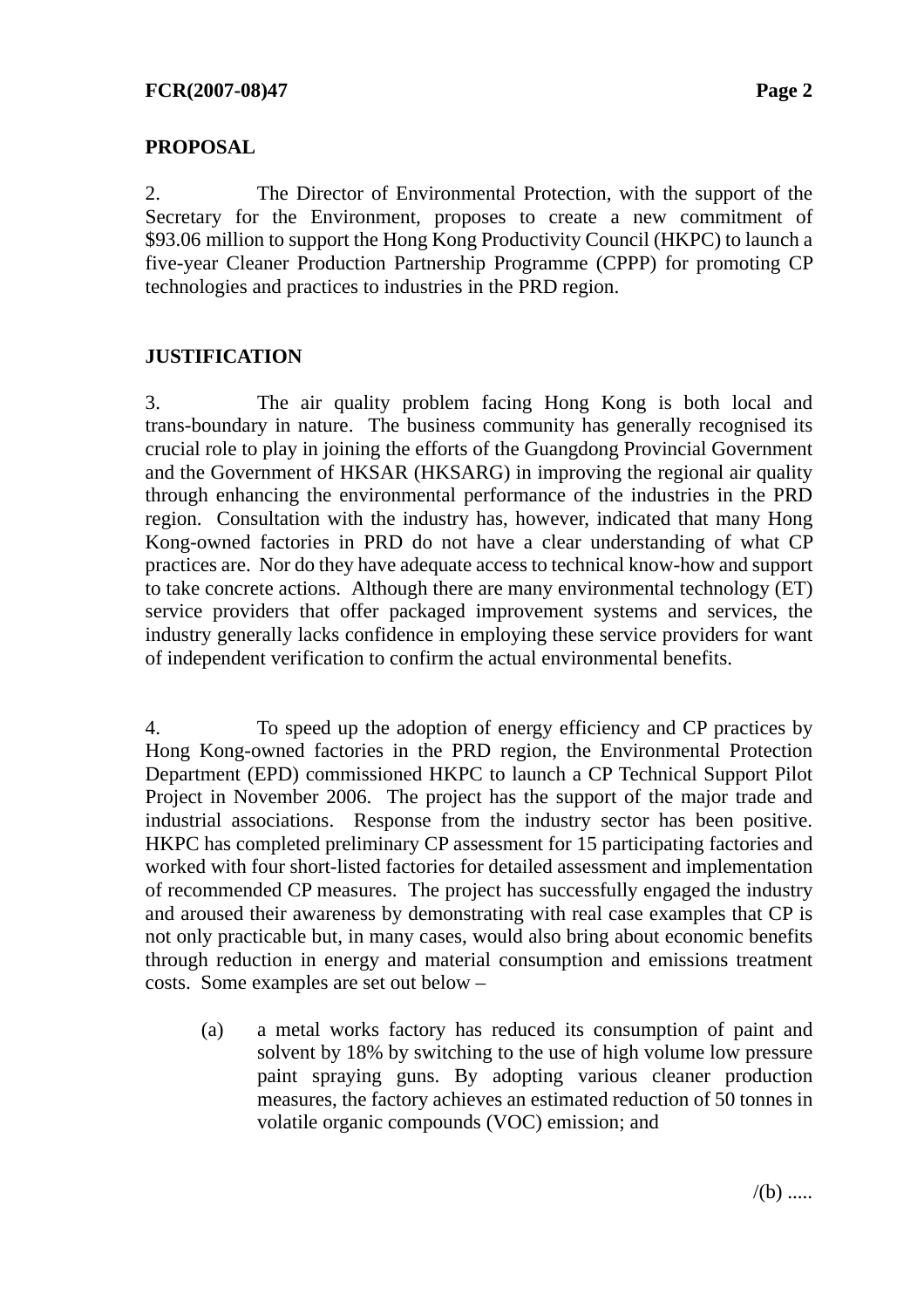## PROPOSAL

2. The Director of Environmental Protection, with the support of the Secretary for the Environment, proposes to create a new commitment of $93.06 million to support the Hong Kong Productivity Council (HKPC) to launch a five-year Cleaner Production Partnership Programme (CPPP) for promoting CP technologies and practices to industries in the PRD region.

## JUSTIFICATION

3. The air quality problem facing Hong Kong is both local and trans-boundary in nature. The business community has generally recognised its crucial role to play in joining the efforts of the Guangdong Provincial Government and the Government of HKSAR (HKSARG) in improving the regional air quality through enhancing the environmental performance of the industries in the PRD region. Consultation with the industry has, however, indicated that many Hong Kong-owned factories in PRD do not have a clear understanding of what CP practices are. Nor do they have adequate access to technical know-how and support to take concrete actions. Although there are many environmental technology (ET) service providers that offer packaged improvement systems and services, the industry generally lacks confidence in employing these service providers for want of independent verification to confirm the actual environmental benefits.

4. To speed up the adoption of energy efficiency and CP practices by Hong Kong-owned factories in the PRD region, the Environmental Protection Department (EPD) commissioned HKPC to launch a CP Technical Support Pilot Project in November 2006. The project has the support of the major trade and industrial associations. Response from the industry sector has been positive. HKPC has completed preliminary CP assessment for 15 participating factories and worked with four short-listed factories for detailed assessment and implementation of recommended CP measures. The project has successfully engaged the industry and aroused their awareness by demonstrating with real case examples that CP is not only practicable but, in many cases, would also bring about economic benefits through reduction in energy and material consumption and emissions treatment costs. Some examples are set out below –

(a) a metal works factory has reduced its consumption of paint and solvent by 18% by switching to the use of high volume low pressure paint spraying guns. By adopting various cleaner production measures, the factory achieves an estimated reduction of 50 tonnes in volatile organic compounds (VOC) emission; and

/(b) .....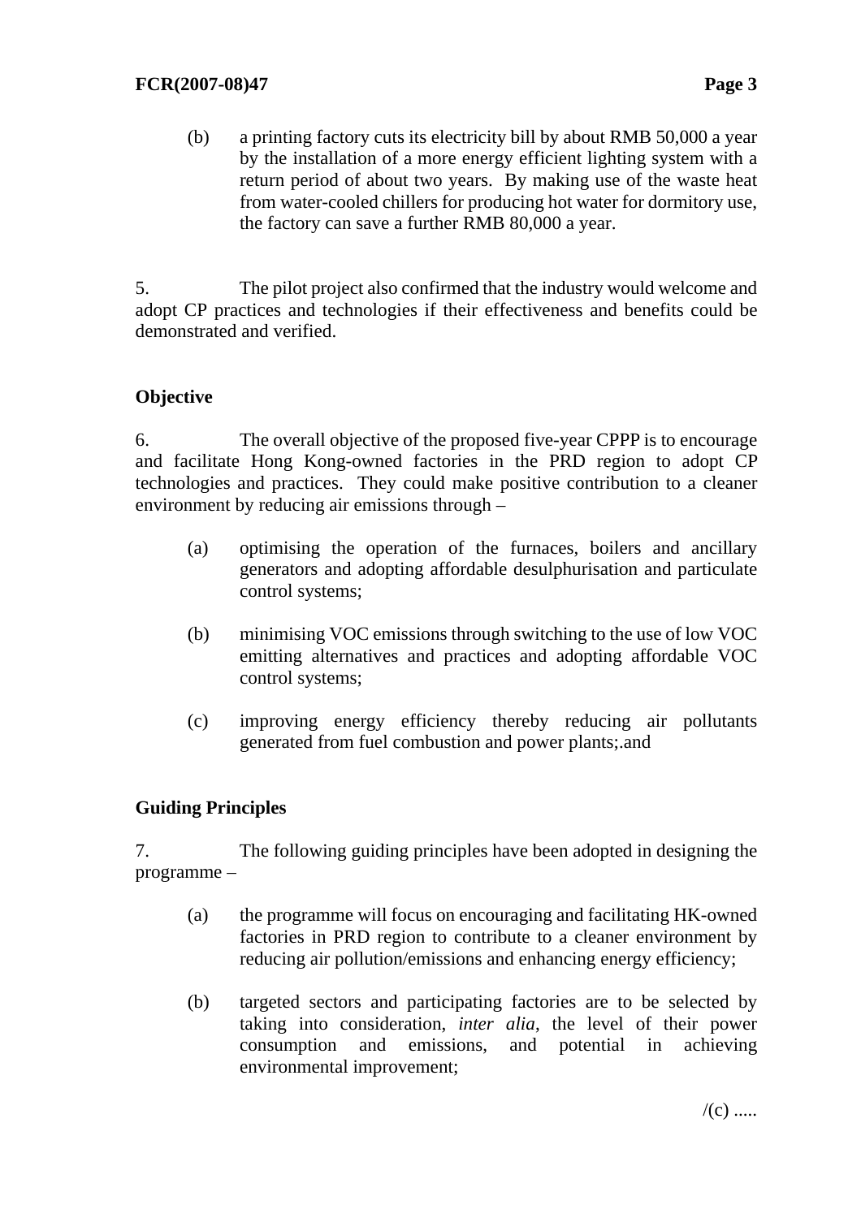(b) a printing factory cuts its electricity bill by about RMB 50,000 a year by the installation of a more energy efficient lighting system with a return period of about two years. By making use of the waste heat from water-cooled chillers for producing hot water for dormitory use, the factory can save a further RMB 80,000 a year.

5. The pilot project also confirmed that the industry would welcome and adopt CP practices and technologies if their effectiveness and benefits could be demonstrated and verified.

**Objective**

6. The overall objective of the proposed five-year CPPP is to encourage and facilitate Hong Kong-owned factories in the PRD region to adopt CP technologies and practices. They could make positive contribution to a cleaner environment by reducing air emissions through –

(a) optimising the operation of the furnaces, boilers and ancillary generators and adopting affordable desulphurisation and particulate control systems;

(b) minimising VOC emissions through switching to the use of low VOC emitting alternatives and practices and adopting affordable VOC control systems;

(c) improving energy efficiency thereby reducing air pollutants generated from fuel combustion and power plants;.and

**Guiding Principles**

7. The following guiding principles have been adopted in designing the programme –

(a) the programme will focus on encouraging and facilitating HK-owned factories in PRD region to contribute to a cleaner environment by reducing air pollution/emissions and enhancing energy efficiency;

(b) targeted sectors and participating factories are to be selected by taking into consideration, *inter alia*, the level of their power consumption and emissions, and potential in achieving environmental improvement;

/(c) .....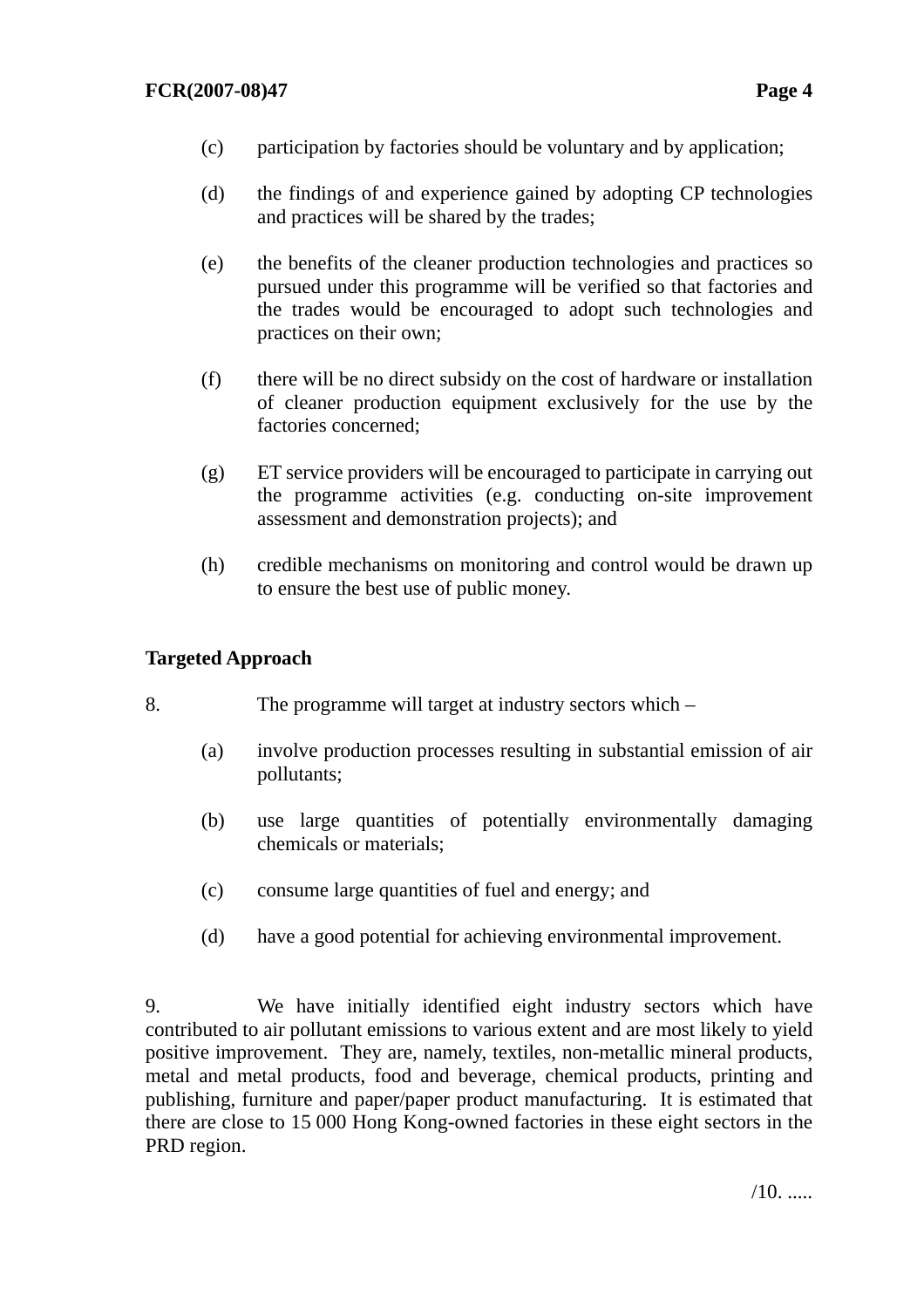(c) participation by factories should be voluntary and by application;

(d) the findings of and experience gained by adopting CP technologies and practices will be shared by the trades;

(e) the benefits of the cleaner production technologies and practices so pursued under this programme will be verified so that factories and the trades would be encouraged to adopt such technologies and practices on their own;

(f) there will be no direct subsidy on the cost of hardware or installation of cleaner production equipment exclusively for the use by the factories concerned;

(g) ET service providers will be encouraged to participate in carrying out the programme activities (e.g. conducting on-site improvement assessment and demonstration projects); and

(h) credible mechanisms on monitoring and control would be drawn up to ensure the best use of public money.

**Targeted Approach**

8. The programme will target at industry sectors which –

(a) involve production processes resulting in substantial emission of air pollutants;

(b) use large quantities of potentially environmentally damaging chemicals or materials;

(c) consume large quantities of fuel and energy; and

(d) have a good potential for achieving environmental improvement.

9. We have initially identified eight industry sectors which have contributed to air pollutant emissions to various extent and are most likely to yield positive improvement. They are, namely, textiles, non-metallic mineral products, metal and metal products, food and beverage, chemical products, printing and publishing, furniture and paper/paper product manufacturing. It is estimated that there are close to 15 000 Hong Kong-owned factories in these eight sectors in the PRD region.

/10. .....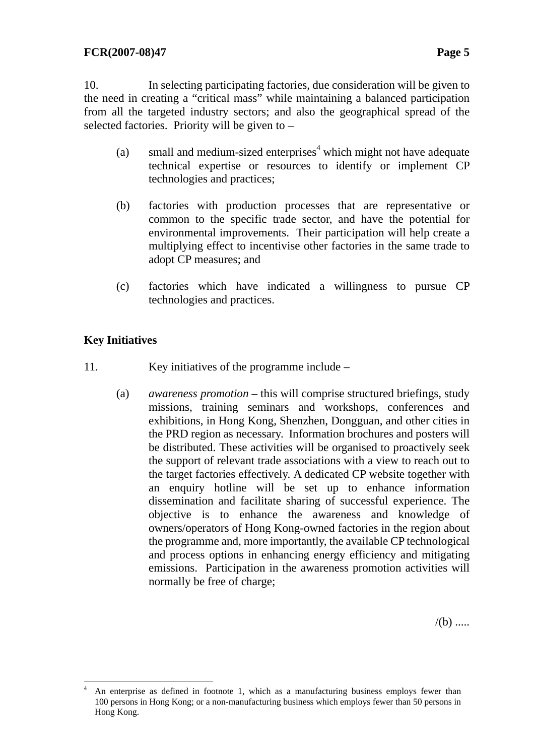10. In selecting participating factories, due consideration will be given to the need in creating a "critical mass" while maintaining a balanced participation from all the targeted industry sectors; and also the geographical spread of the selected factories. Priority will be given to –

(a) small and medium-sized enterprises[4] which might not have adequate technical expertise or resources to identify or implement CP technologies and practices;

(b) factories with production processes that are representative or common to the specific trade sector, and have the potential for environmental improvements. Their participation will help create a multiplying effect to incentivise other factories in the same trade to adopt CP measures; and

(c) factories which have indicated a willingness to pursue CP technologies and practices.

**Key Initiatives**

11. Key initiatives of the programme include –

(a) *awareness promotion* – this will comprise structured briefings, study missions, training seminars and workshops, conferences and exhibitions, in Hong Kong, Shenzhen, Dongguan, and other cities in the PRD region as necessary. Information brochures and posters will be distributed. These activities will be organised to proactively seek the support of relevant trade associations with a view to reach out to the target factories effectively. A dedicated CP website together with an enquiry hotline will be set up to enhance information dissemination and facilitate sharing of successful experience. The objective is to enhance the awareness and knowledge of owners/operators of Hong Kong-owned factories in the region about the programme and, more importantly, the available CP technological and process options in enhancing energy efficiency and mitigating emissions. Participation in the awareness promotion activities will normally be free of charge;

/(b) .....

---

[4] An enterprise as defined in footnote 1, which as a manufacturing business employs fewer than 100 persons in Hong Kong; or a non-manufacturing business which employs fewer than 50 persons in Hong Kong.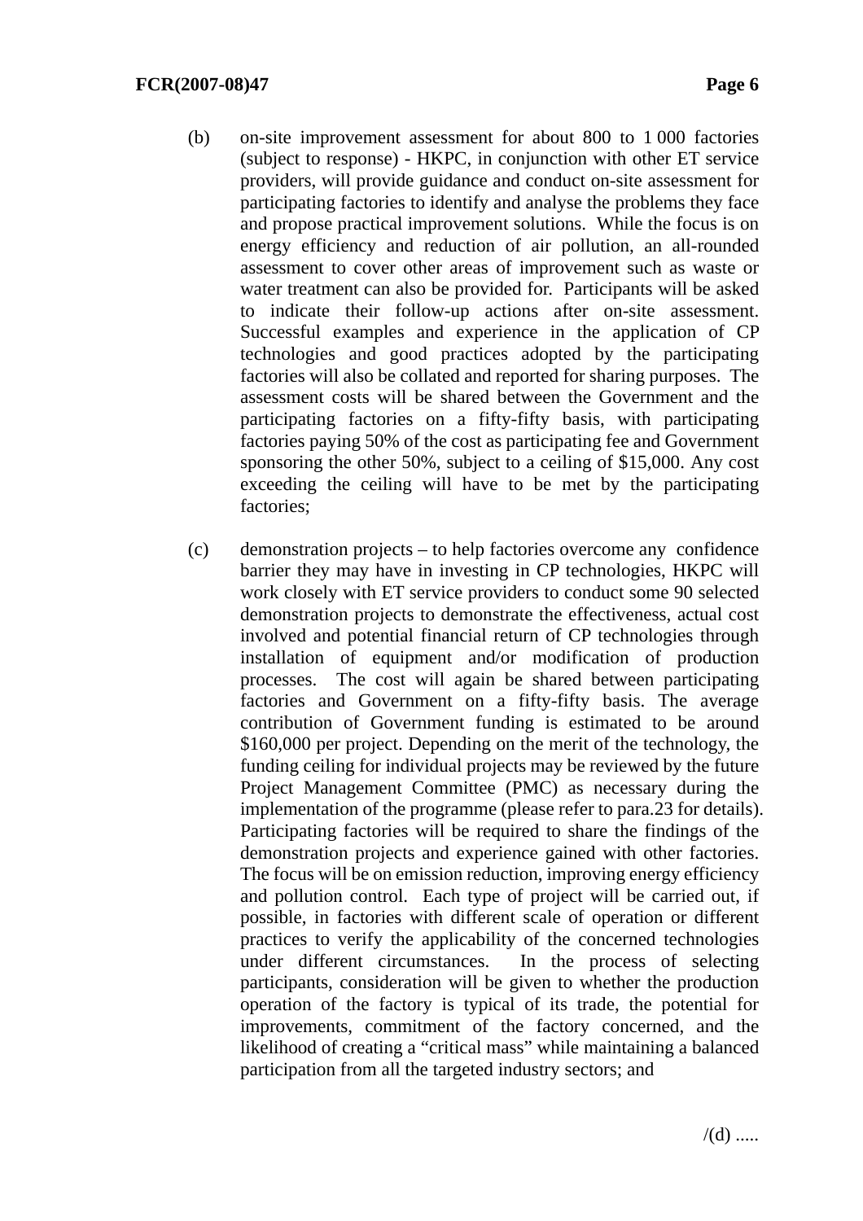(b) on-site improvement assessment for about 800 to 1 000 factories (subject to response) - HKPC, in conjunction with other ET service providers, will provide guidance and conduct on-site assessment for participating factories to identify and analyse the problems they face and propose practical improvement solutions. While the focus is on energy efficiency and reduction of air pollution, an all-rounded assessment to cover other areas of improvement such as waste or water treatment can also be provided for. Participants will be asked to indicate their follow-up actions after on-site assessment. Successful examples and experience in the application of CP technologies and good practices adopted by the participating factories will also be collated and reported for sharing purposes. The assessment costs will be shared between the Government and the participating factories on a fifty-fifty basis, with participating factories paying 50% of the cost as participating fee and Government sponsoring the other 50%, subject to a ceiling of $15,000. Any cost exceeding the ceiling will have to be met by the participating factories;

(c) demonstration projects – to help factories overcome any confidence barrier they may have in investing in CP technologies, HKPC will work closely with ET service providers to conduct some 90 selected demonstration projects to demonstrate the effectiveness, actual cost involved and potential financial return of CP technologies through installation of equipment and/or modification of production processes. The cost will again be shared between participating factories and Government on a fifty-fifty basis. The average contribution of Government funding is estimated to be around $160,000 per project. Depending on the merit of the technology, the funding ceiling for individual projects may be reviewed by the future Project Management Committee (PMC) as necessary during the implementation of the programme (please refer to para.23 for details). Participating factories will be required to share the findings of the demonstration projects and experience gained with other factories. The focus will be on emission reduction, improving energy efficiency and pollution control. Each type of project will be carried out, if possible, in factories with different scale of operation or different practices to verify the applicability of the concerned technologies under different circumstances. In the process of selecting participants, consideration will be given to whether the production operation of the factory is typical of its trade, the potential for improvements, commitment of the factory concerned, and the likelihood of creating a "critical mass" while maintaining a balanced participation from all the targeted industry sectors; and

/(d) .....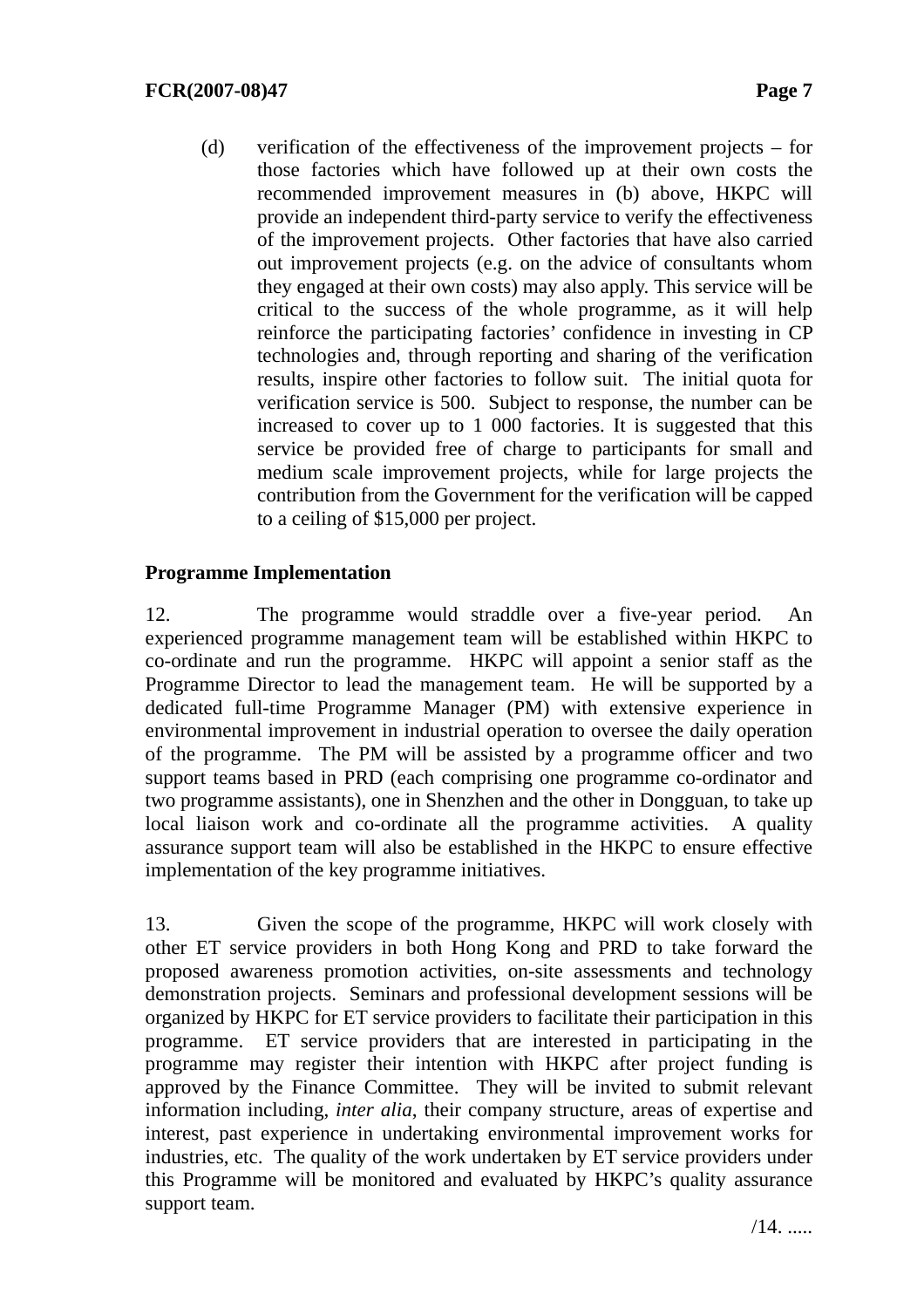(d) verification of the effectiveness of the improvement projects – for those factories which have followed up at their own costs the recommended improvement measures in (b) above, HKPC will provide an independent third-party service to verify the effectiveness of the improvement projects. Other factories that have also carried out improvement projects (e.g. on the advice of consultants whom they engaged at their own costs) may also apply. This service will be critical to the success of the whole programme, as it will help reinforce the participating factories' confidence in investing in CP technologies and, through reporting and sharing of the verification results, inspire other factories to follow suit. The initial quota for verification service is 500. Subject to response, the number can be increased to cover up to 1 000 factories. It is suggested that this service be provided free of charge to participants for small and medium scale improvement projects, while for large projects the contribution from the Government for the verification will be capped to a ceiling of $15,000 per project.

**Programme Implementation**

12. The programme would straddle over a five-year period. An experienced programme management team will be established within HKPC to co-ordinate and run the programme. HKPC will appoint a senior staff as the Programme Director to lead the management team. He will be supported by a dedicated full-time Programme Manager (PM) with extensive experience in environmental improvement in industrial operation to oversee the daily operation of the programme. The PM will be assisted by a programme officer and two support teams based in PRD (each comprising one programme co-ordinator and two programme assistants), one in Shenzhen and the other in Dongguan, to take up local liaison work and co-ordinate all the programme activities. A quality assurance support team will also be established in the HKPC to ensure effective implementation of the key programme initiatives.

13. Given the scope of the programme, HKPC will work closely with other ET service providers in both Hong Kong and PRD to take forward the proposed awareness promotion activities, on-site assessments and technology demonstration projects. Seminars and professional development sessions will be organized by HKPC for ET service providers to facilitate their participation in this programme. ET service providers that are interested in participating in the programme may register their intention with HKPC after project funding is approved by the Finance Committee. They will be invited to submit relevant information including, *inter alia*, their company structure, areas of expertise and interest, past experience in undertaking environmental improvement works for industries, etc. The quality of the work undertaken by ET service providers under this Programme will be monitored and evaluated by HKPC's quality assurance support team.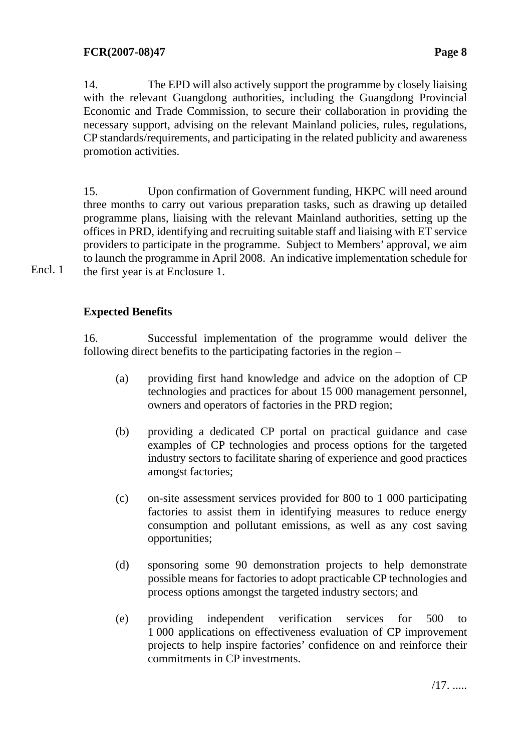14. The EPD will also actively support the programme by closely liaising with the relevant Guangdong authorities, including the Guangdong Provincial Economic and Trade Commission, to secure their collaboration in providing the necessary support, advising on the relevant Mainland policies, rules, regulations, CP standards/requirements, and participating in the related publicity and awareness promotion activities.

15. Upon confirmation of Government funding, HKPC will need around three months to carry out various preparation tasks, such as drawing up detailed programme plans, liaising with the relevant Mainland authorities, setting up the offices in PRD, identifying and recruiting suitable staff and liaising with ET service providers to participate in the programme. Subject to Members' approval, we aim to launch the programme in April 2008. An indicative implementation schedule for the first year is at Enclosure 1.

Encl. 1

**Expected Benefits**

16. Successful implementation of the programme would deliver the following direct benefits to the participating factories in the region –

(a) providing first hand knowledge and advice on the adoption of CP technologies and practices for about 15 000 management personnel, owners and operators of factories in the PRD region;

(b) providing a dedicated CP portal on practical guidance and case examples of CP technologies and process options for the targeted industry sectors to facilitate sharing of experience and good practices amongst factories;

(c) on-site assessment services provided for 800 to 1 000 participating factories to assist them in identifying measures to reduce energy consumption and pollutant emissions, as well as any cost saving opportunities;

(d) sponsoring some 90 demonstration projects to help demonstrate possible means for factories to adopt practicable CP technologies and process options amongst the targeted industry sectors; and

(e) providing independent verification services for 500 to 1 000 applications on effectiveness evaluation of CP improvement projects to help inspire factories' confidence on and reinforce their commitments in CP investments.

/17. .....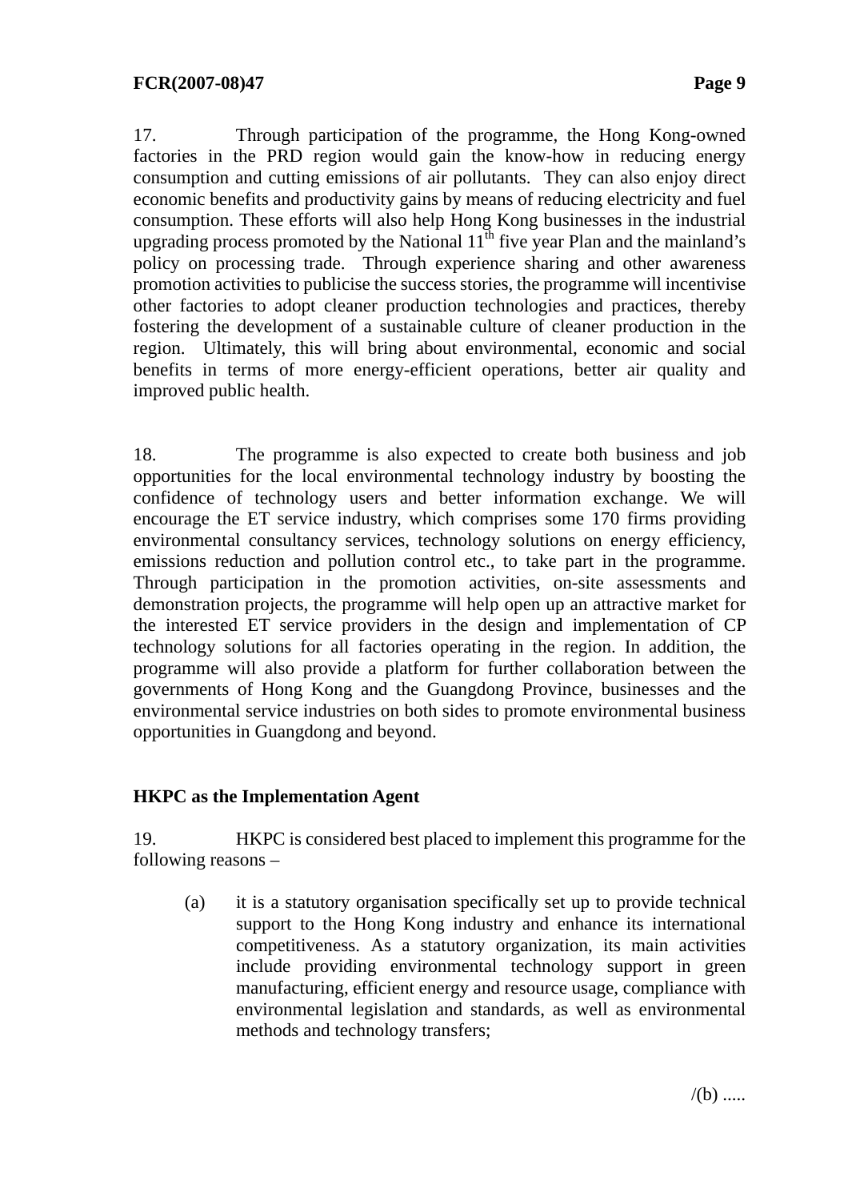17. Through participation of the programme, the Hong Kong-owned factories in the PRD region would gain the know-how in reducing energy consumption and cutting emissions of air pollutants. They can also enjoy direct economic benefits and productivity gains by means of reducing electricity and fuel consumption. These efforts will also help Hong Kong businesses in the industrial upgrading process promoted by the National 11th five year Plan and the mainland's policy on processing trade. Through experience sharing and other awareness promotion activities to publicise the success stories, the programme will incentivise other factories to adopt cleaner production technologies and practices, thereby fostering the development of a sustainable culture of cleaner production in the region. Ultimately, this will bring about environmental, economic and social benefits in terms of more energy-efficient operations, better air quality and improved public health.

18. The programme is also expected to create both business and job opportunities for the local environmental technology industry by boosting the confidence of technology users and better information exchange. We will encourage the ET service industry, which comprises some 170 firms providing environmental consultancy services, technology solutions on energy efficiency, emissions reduction and pollution control etc., to take part in the programme. Through participation in the promotion activities, on-site assessments and demonstration projects, the programme will help open up an attractive market for the interested ET service providers in the design and implementation of CP technology solutions for all factories operating in the region. In addition, the programme will also provide a platform for further collaboration between the governments of Hong Kong and the Guangdong Province, businesses and the environmental service industries on both sides to promote environmental business opportunities in Guangdong and beyond.

**HKPC as the Implementation Agent**

19. HKPC is considered best placed to implement this programme for the following reasons –

(a) it is a statutory organisation specifically set up to provide technical support to the Hong Kong industry and enhance its international competitiveness. As a statutory organization, its main activities include providing environmental technology support in green manufacturing, efficient energy and resource usage, compliance with environmental legislation and standards, as well as environmental methods and technology transfers;

/(b) .....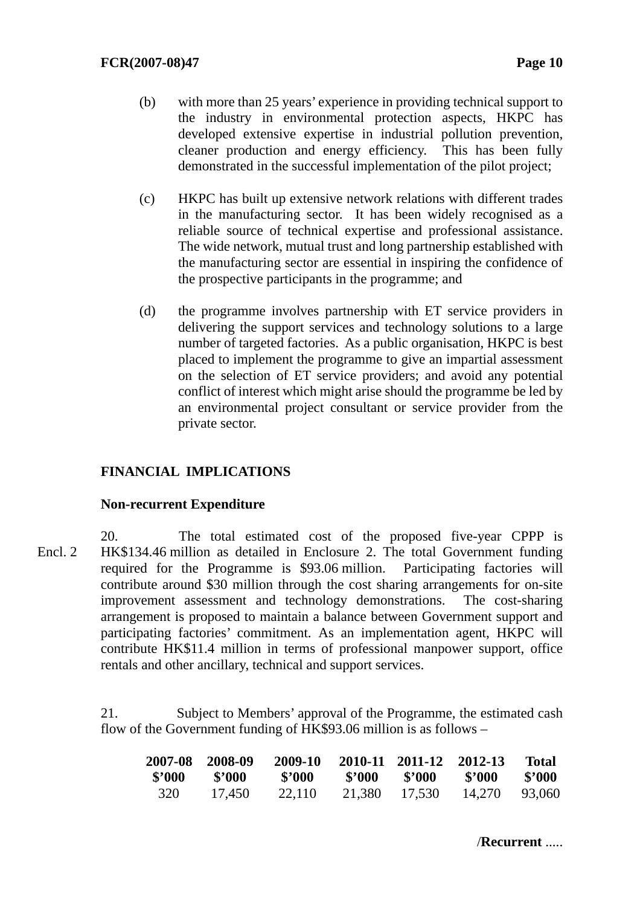(b) with more than 25 years' experience in providing technical support to the industry in environmental protection aspects, HKPC has developed extensive expertise in industrial pollution prevention, cleaner production and energy efficiency. This has been fully demonstrated in the successful implementation of the pilot project;

(c) HKPC has built up extensive network relations with different trades in the manufacturing sector. It has been widely recognised as a reliable source of technical expertise and professional assistance. The wide network, mutual trust and long partnership established with the manufacturing sector are essential in inspiring the confidence of the prospective participants in the programme; and

(d) the programme involves partnership with ET service providers in delivering the support services and technology solutions to a large number of targeted factories. As a public organisation, HKPC is best placed to implement the programme to give an impartial assessment on the selection of ET service providers; and avoid any potential conflict of interest which might arise should the programme be led by an environmental project consultant or service provider from the private sector.

**FINANCIAL IMPLICATIONS**

**Non-recurrent Expenditure**

Encl. 2

20. The total estimated cost of the proposed five-year CPPP is HK$134.46 million as detailed in Enclosure 2. The total Government funding required for the Programme is $93.06 million. Participating factories will contribute around $30 million through the cost sharing arrangements for on-site improvement assessment and technology demonstrations. The cost-sharing arrangement is proposed to maintain a balance between Government support and participating factories' commitment. As an implementation agent, HKPC will contribute HK$11.4 million in terms of professional manpower support, office rentals and other ancillary, technical and support services.

21. Subject to Members' approval of the Programme, the estimated cash flow of the Government funding of HK$93.06 million is as follows –

| 2007-08 $'000 | 2008-09 $'000 | 2009-10 $'000 | 2010-11 $'000 | 2011-12 $'000 | 2012-13 $'000 | Total $'000 |
|---|---|---|---|---|---|---|
| 320 | 17,450 | 22,110 | 21,380 | 17,530 | 14,270 | 93,060 |

/Recurrent .....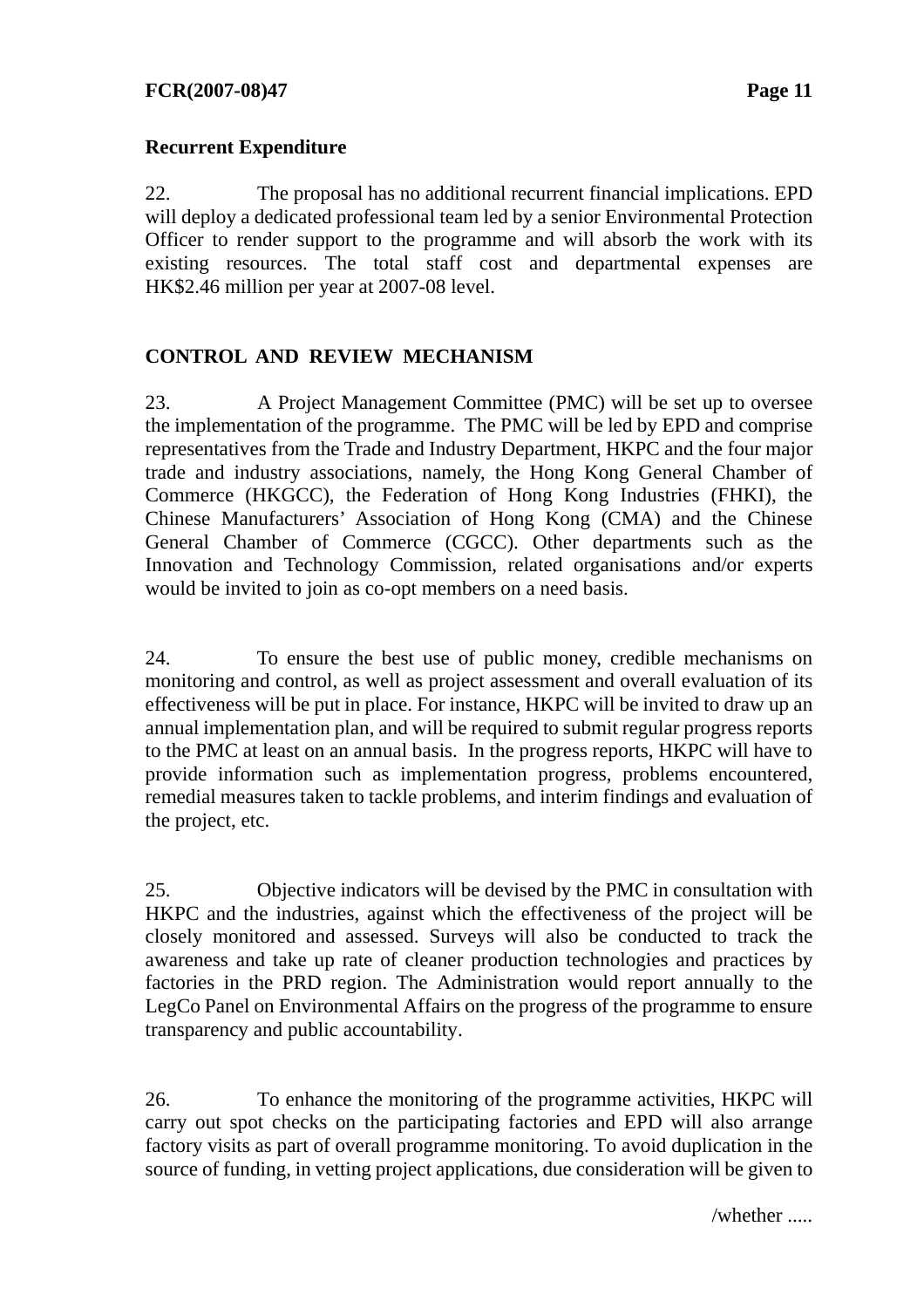**Recurrent Expenditure**

22. The proposal has no additional recurrent financial implications. EPD will deploy a dedicated professional team led by a senior Environmental Protection Officer to render support to the programme and will absorb the work with its existing resources. The total staff cost and departmental expenses are HK$2.46 million per year at 2007-08 level.

**CONTROL AND REVIEW MECHANISM**

23. A Project Management Committee (PMC) will be set up to oversee the implementation of the programme. The PMC will be led by EPD and comprise representatives from the Trade and Industry Department, HKPC and the four major trade and industry associations, namely, the Hong Kong General Chamber of Commerce (HKGCC), the Federation of Hong Kong Industries (FHKI), the Chinese Manufacturers' Association of Hong Kong (CMA) and the Chinese General Chamber of Commerce (CGCC). Other departments such as the Innovation and Technology Commission, related organisations and/or experts would be invited to join as co-opt members on a need basis.

24. To ensure the best use of public money, credible mechanisms on monitoring and control, as well as project assessment and overall evaluation of its effectiveness will be put in place. For instance, HKPC will be invited to draw up an annual implementation plan, and will be required to submit regular progress reports to the PMC at least on an annual basis. In the progress reports, HKPC will have to provide information such as implementation progress, problems encountered, remedial measures taken to tackle problems, and interim findings and evaluation of the project, etc.

25. Objective indicators will be devised by the PMC in consultation with HKPC and the industries, against which the effectiveness of the project will be closely monitored and assessed. Surveys will also be conducted to track the awareness and take up rate of cleaner production technologies and practices by factories in the PRD region. The Administration would report annually to the LegCo Panel on Environmental Affairs on the progress of the programme to ensure transparency and public accountability.

26. To enhance the monitoring of the programme activities, HKPC will carry out spot checks on the participating factories and EPD will also arrange factory visits as part of overall programme monitoring. To avoid duplication in the source of funding, in vetting project applications, due consideration will be given to

/whether .....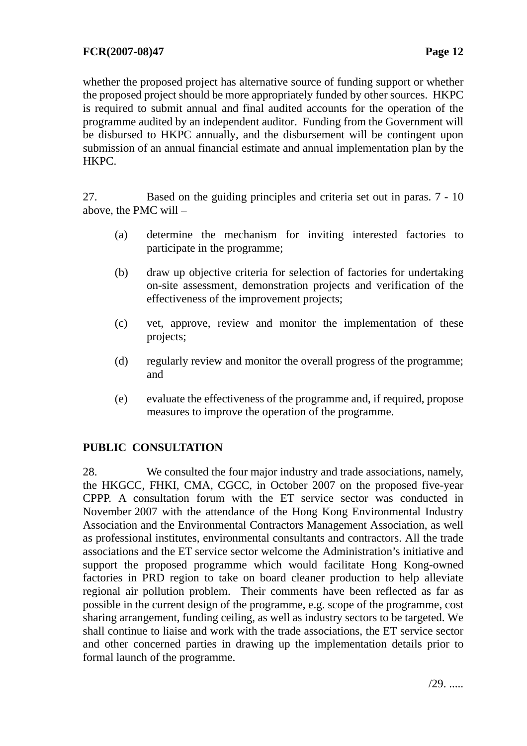whether the proposed project has alternative source of funding support or whether the proposed project should be more appropriately funded by other sources. HKPC is required to submit annual and final audited accounts for the operation of the programme audited by an independent auditor. Funding from the Government will be disbursed to HKPC annually, and the disbursement will be contingent upon submission of an annual financial estimate and annual implementation plan by the HKPC.

27. Based on the guiding principles and criteria set out in paras. 7 - 10 above, the PMC will –

(a) determine the mechanism for inviting interested factories to participate in the programme;

(b) draw up objective criteria for selection of factories for undertaking on-site assessment, demonstration projects and verification of the effectiveness of the improvement projects;

(c) vet, approve, review and monitor the implementation of these projects;

(d) regularly review and monitor the overall progress of the programme; and

(e) evaluate the effectiveness of the programme and, if required, propose measures to improve the operation of the programme.

## PUBLIC CONSULTATION

28. We consulted the four major industry and trade associations, namely, the HKGCC, FHKI, CMA, CGCC, in October 2007 on the proposed five-year CPPP. A consultation forum with the ET service sector was conducted in November 2007 with the attendance of the Hong Kong Environmental Industry Association and the Environmental Contractors Management Association, as well as professional institutes, environmental consultants and contractors. All the trade associations and the ET service sector welcome the Administration's initiative and support the proposed programme which would facilitate Hong Kong-owned factories in PRD region to take on board cleaner production to help alleviate regional air pollution problem. Their comments have been reflected as far as possible in the current design of the programme, e.g. scope of the programme, cost sharing arrangement, funding ceiling, as well as industry sectors to be targeted. We shall continue to liaise and work with the trade associations, the ET service sector and other concerned parties in drawing up the implementation details prior to formal launch of the programme.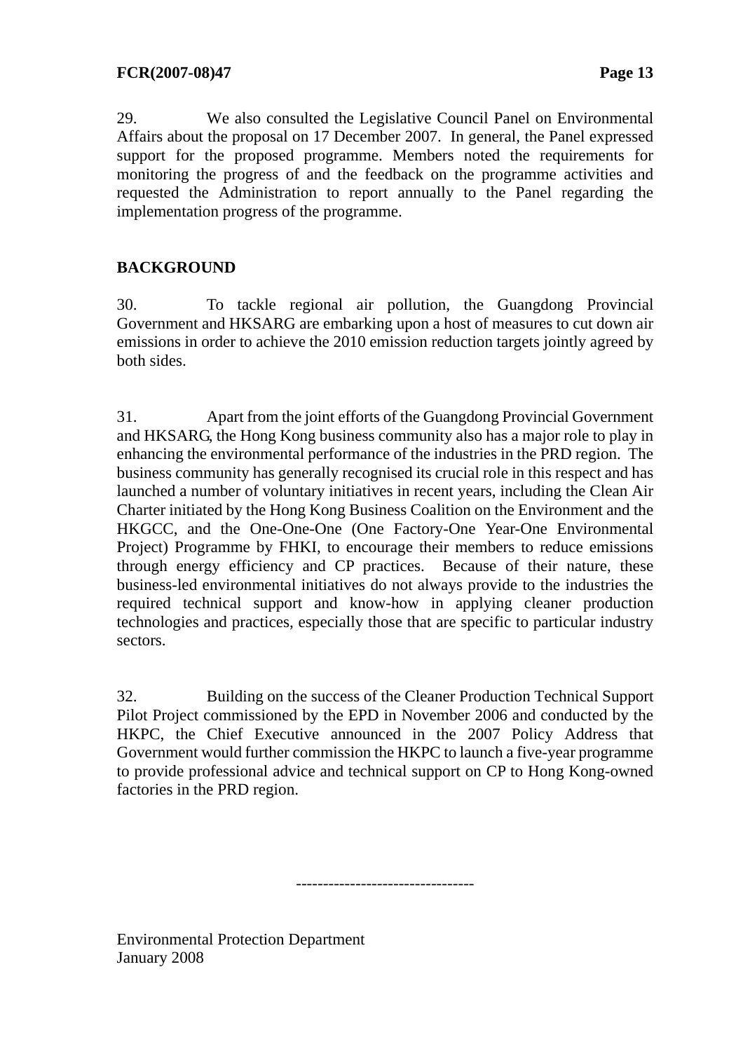29. We also consulted the Legislative Council Panel on Environmental Affairs about the proposal on 17 December 2007. In general, the Panel expressed support for the proposed programme. Members noted the requirements for monitoring the progress of and the feedback on the programme activities and requested the Administration to report annually to the Panel regarding the implementation progress of the programme.

## BACKGROUND

30. To tackle regional air pollution, the Guangdong Provincial Government and HKSARG are embarking upon a host of measures to cut down air emissions in order to achieve the 2010 emission reduction targets jointly agreed by both sides.

31. Apart from the joint efforts of the Guangdong Provincial Government and HKSARG, the Hong Kong business community also has a major role to play in enhancing the environmental performance of the industries in the PRD region. The business community has generally recognised its crucial role in this respect and has launched a number of voluntary initiatives in recent years, including the Clean Air Charter initiated by the Hong Kong Business Coalition on the Environment and the HKGCC, and the One-One-One (One Factory-One Year-One Environmental Project) Programme by FHKI, to encourage their members to reduce emissions through energy efficiency and CP practices. Because of their nature, these business-led environmental initiatives do not always provide to the industries the required technical support and know-how in applying cleaner production technologies and practices, especially those that are specific to particular industry sectors.

32. Building on the success of the Cleaner Production Technical Support Pilot Project commissioned by the EPD in November 2006 and conducted by the HKPC, the Chief Executive announced in the 2007 Policy Address that Government would further commission the HKPC to launch a five-year programme to provide professional advice and technical support on CP to Hong Kong-owned factories in the PRD region.

---------------------------------

Environmental Protection Department
January 2008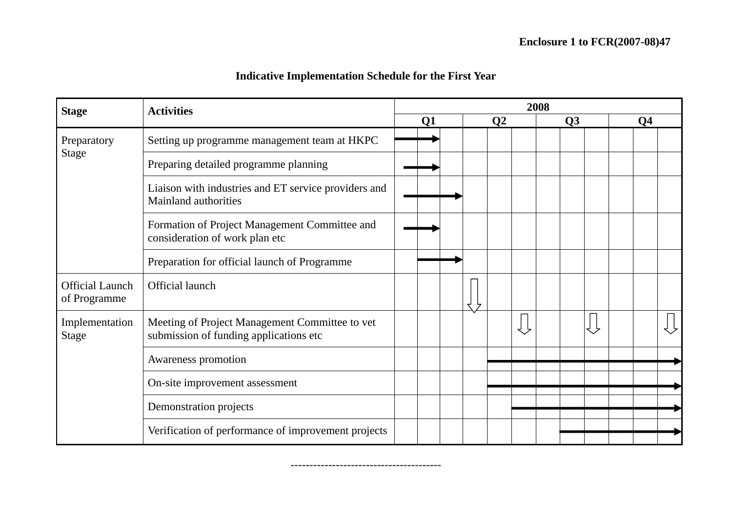**Enclosure 1 to FCR(2007-08)47**

## Indicative Implementation Schedule for the First Year

| Stage | Activities | 2008 | | | | | | | | | | | |
|---|---|---|---|---|---|---|---|---|---|---|---|---|---|
| | | Q1 | | | Q2 | | | Q3 | | | Q4 | | |
| Preparatory Stage | Setting up programme management team at HKPC | → | → | | | | | | | | | | |
| | Preparing detailed programme planning | → | → | | | | | | | | | | |
| | Liaison with industries and ET service providers and Mainland authorities | → | → | → | | | | | | | | | |
| | Formation of Project Management Committee and consideration of work plan etc | → | → | | | | | | | | | | |
| | Preparation for official launch of Programme | | → | → | | | | | | | | | |
| Official Launch of Programme | Official launch | | | | ⇩ | | | | | | | | |
| Implementation Stage | Meeting of Project Management Committee to vet submission of funding applications etc | | | | | | ⇩ | | | ⇩ | | | ⇩ |
| | Awareness promotion | | | | | → | → | → | → | → | → | → | → |
| | On-site improvement assessment | | | | | → | → | → | → | → | → | → | → |
| | Demonstration projects | | | | | | → | → | → | → | → | → | → |
| | Verification of performance of improvement projects | | | | | | | | → | → | → | → | → |

---------------------------------------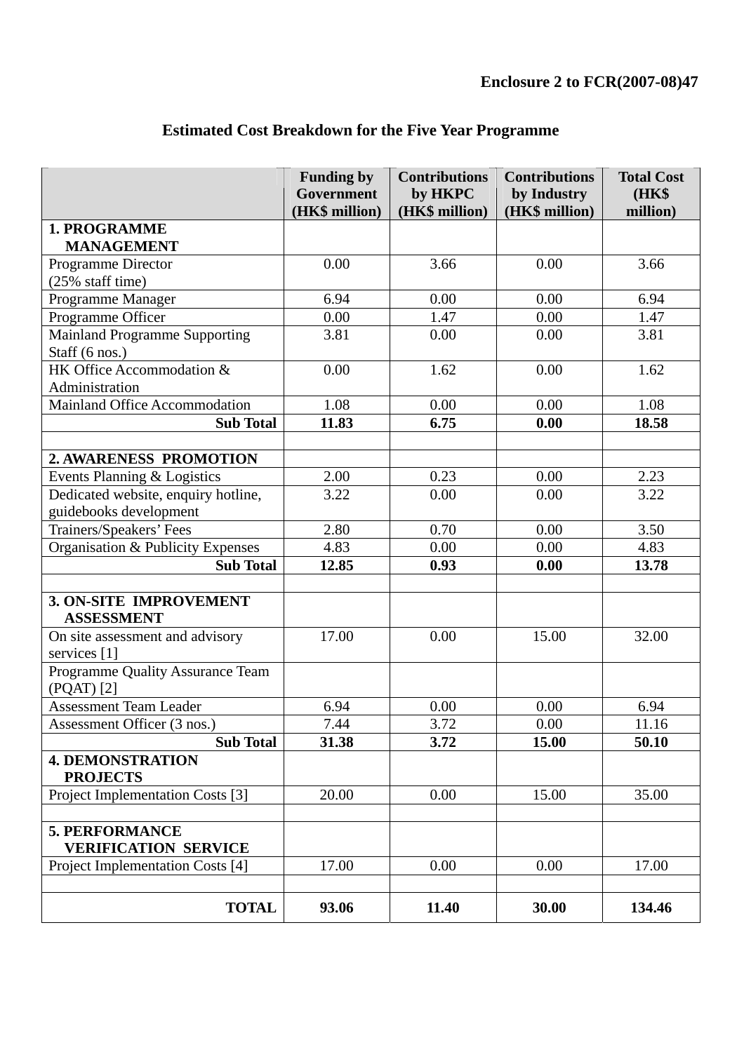**Enclosure 2 to FCR(2007-08)47**

## Estimated Cost Breakdown for the Five Year Programme

| | Funding by Government (HK$ million) | Contributions by HKPC (HK$ million) | Contributions by Industry (HK$ million) | Total Cost (HK$ million) |
|---|---|---|---|---|
| **1. PROGRAMME MANAGEMENT** | | | | |
| Programme Director (25% staff time) | 0.00 | 3.66 | 0.00 | 3.66 |
| Programme Manager | 6.94 | 0.00 | 0.00 | 6.94 |
| Programme Officer | 0.00 | 1.47 | 0.00 | 1.47 |
| Mainland Programme Supporting Staff (6 nos.) | 3.81 | 0.00 | 0.00 | 3.81 |
| HK Office Accommodation & Administration | 0.00 | 1.62 | 0.00 | 1.62 |
| Mainland Office Accommodation | 1.08 | 0.00 | 0.00 | 1.08 |
| **Sub Total** | **11.83** | **6.75** | **0.00** | **18.58** |
| | | | | |
| **2. AWARENESS PROMOTION** | | | | |
| Events Planning & Logistics | 2.00 | 0.23 | 0.00 | 2.23 |
| Dedicated website, enquiry hotline, guidebooks development | 3.22 | 0.00 | 0.00 | 3.22 |
| Trainers/Speakers' Fees | 2.80 | 0.70 | 0.00 | 3.50 |
| Organisation & Publicity Expenses | 4.83 | 0.00 | 0.00 | 4.83 |
| **Sub Total** | **12.85** | **0.93** | **0.00** | **13.78** |
| | | | | |
| **3. ON-SITE IMPROVEMENT ASSESSMENT** | | | | |
| On site assessment and advisory services [1] | 17.00 | 0.00 | 15.00 | 32.00 |
| Programme Quality Assurance Team (PQAT) [2] | | | | |
| Assessment Team Leader | 6.94 | 0.00 | 0.00 | 6.94 |
| Assessment Officer (3 nos.) | 7.44 | 3.72 | 0.00 | 11.16 |
| **Sub Total** | **31.38** | **3.72** | **15.00** | **50.10** |
| **4. DEMONSTRATION PROJECTS** | | | | |
| Project Implementation Costs [3] | 20.00 | 0.00 | 15.00 | 35.00 |
| | | | | |
| **5. PERFORMANCE VERIFICATION SERVICE** | | | | |
| Project Implementation Costs [4] | 17.00 | 0.00 | 0.00 | 17.00 |
| | | | | |
| **TOTAL** | **93.06** | **11.40** | **30.00** | **134.46** |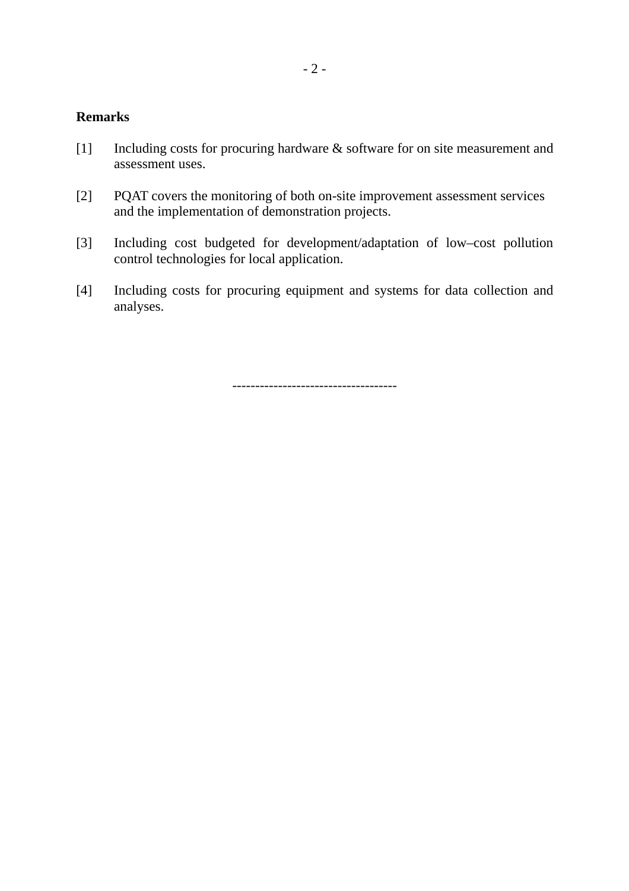**Remarks**

[1] Including costs for procuring hardware & software for on site measurement and assessment uses.

[2] PQAT covers the monitoring of both on-site improvement assessment services and the implementation of demonstration projects.

[3] Including cost budgeted for development/adaptation of low–cost pollution control technologies for local application.

[4] Including costs for procuring equipment and systems for data collection and analyses.

-----------------------------------